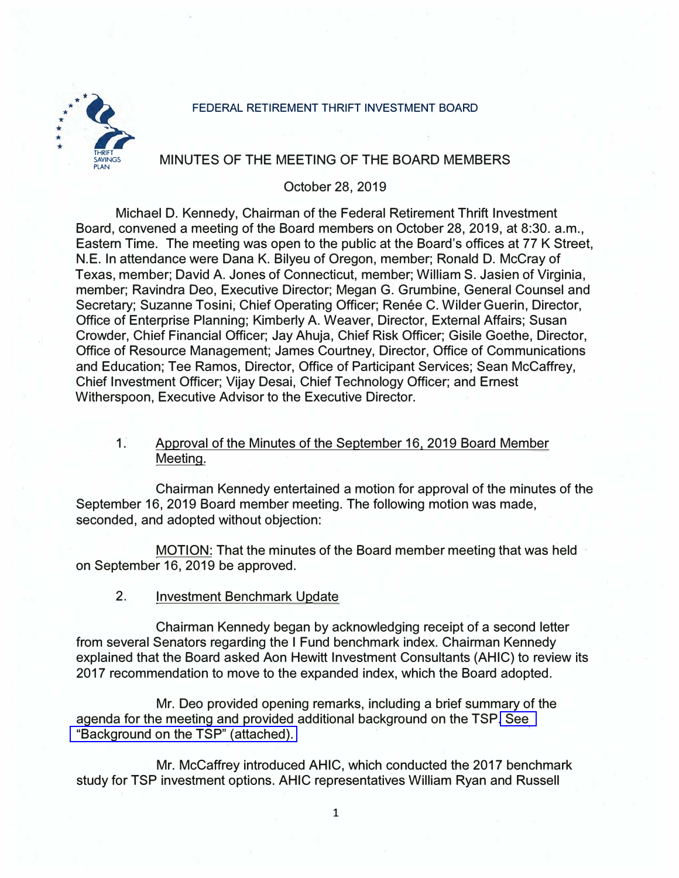FEDERAL RETIREMENT THRIFT INVESTMENT BOARD

# MINUTES OF THE MEETING OF THE BOARD MEMBERS

October 28, 2019

Michael D. Kennedy, Chairman of the Federal Retirement Thrift Investment Board, convened a meeting of the Board members on October 28, 2019, at 8:30. a.m., Eastern Time. The meeting was open to the public at the Board's offices at 77 K Street, N.E. In attendance were Dana K. Bilyeu of Oregon, member; Ronald D. McCray of Texas, member; David A. Jones of Connecticut, member; William S. Jasien of Virginia, member; Ravindra Deo, Executive Director; Megan G. Grumbine, General Counsel and Secretary; Suzanne Tosini, Chief Operating Officer; Renée C. Wilder Guerin, Director, Office of Enterprise Planning; Kimberly A. Weaver, Director, External Affairs; Susan Crowder, Chief Financial Officer; Jay Ahuja, Chief Risk Officer; Gisile Goethe, Director, Office of Resource Management; James Courtney, Director, Office of Communications and Education; Tee Ramos, Director, Office of Participant Services; Sean McCaffrey, Chief Investment Officer; Vijay Desai, Chief Technology Officer; and Ernest Witherspoon, Executive Advisor to the Executive Director.

1. Approval of the Minutes of the September 16, 2019 Board Member Meeting.

Chairman Kennedy entertained a motion for approval of the minutes of the September 16, 2019 Board member meeting. The following motion was made, seconded, and adopted without objection:

MOTION: That the minutes of the Board member meeting that was held on September 16, 2019 be approved.

2. Investment Benchmark Update

Chairman Kennedy began by acknowledging receipt of a second letter from several Senators regarding the I Fund benchmark index. Chairman Kennedy explained that the Board asked Aon Hewitt Investment Consultants (AHIC) to review its 2017 recommendation to move to the expanded index, which the Board adopted.

Mr. Deo provided opening remarks, including a brief summary of the agenda for the meeting and provided additional background on the TSP. See "Background on the TSP" (attached).

Mr. McCaffrey introduced AHIC, which conducted the 2017 benchmark study for TSP investment options. AHIC representatives William Ryan and Russell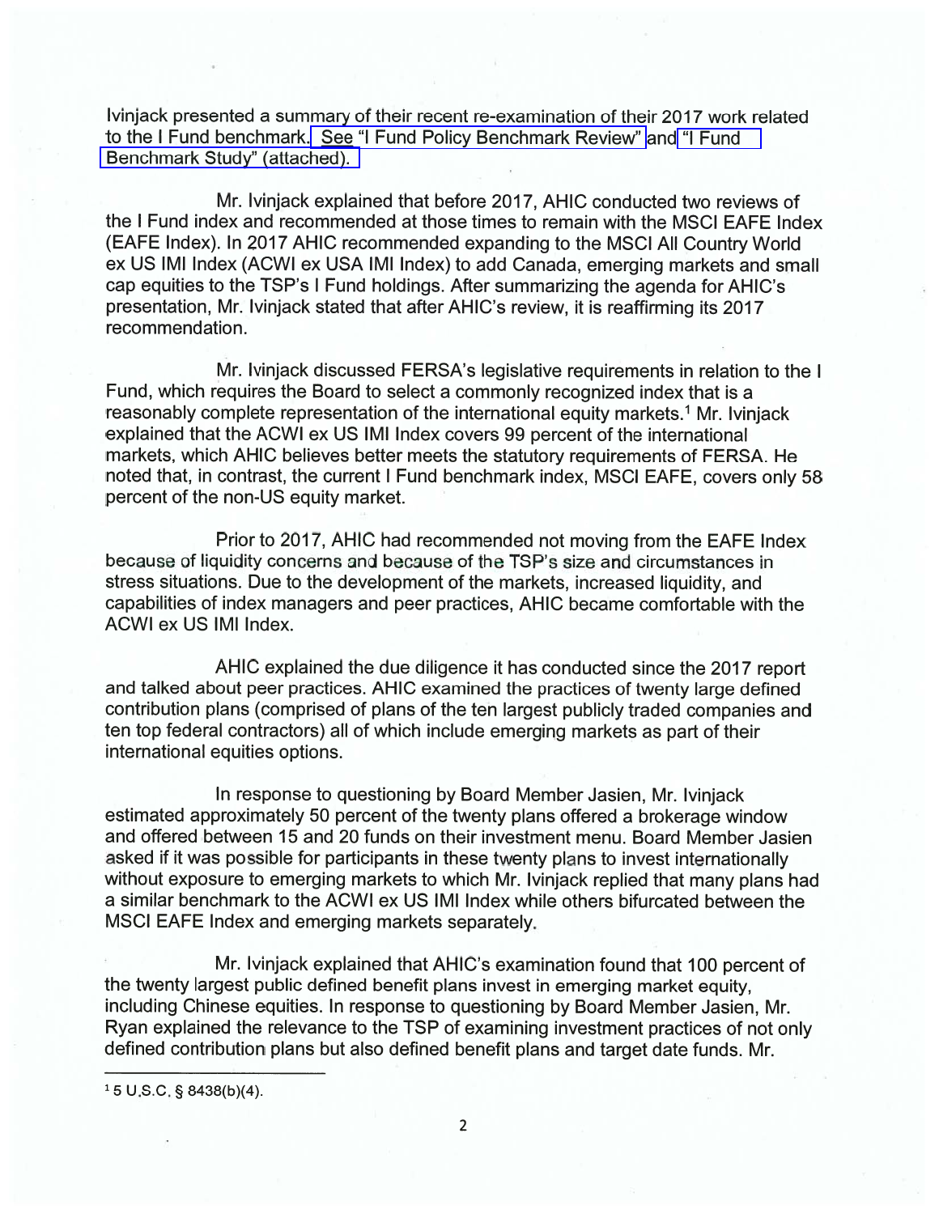Ivinjack presented a summary of their recent re-examination of their 2017 work related to the I Fund benchmark. See "I Fund Policy Benchmark Review" and "I Fund Benchmark Study" (attached).

Mr. Ivinjack explained that before 2017, AHIC conducted two reviews of the I Fund index and recommended at those times to remain with the MSCI EAFE Index (EAFE Index). In 2017 AHIC recommended expanding to the MSCI All Country World ex US IMI Index (ACWI ex USA IMI Index) to add Canada, emerging markets and small cap equities to the TSP's I Fund holdings. After summarizing the agenda for AHIC's presentation, Mr. Ivinjack stated that after AHIC's review, it is reaffirming its 2017 recommendation.

Mr. Ivinjack discussed FERSA's legislative requirements in relation to the I Fund, which requires the Board to select a commonly recognized index that is a reasonably complete representation of the international equity markets.[1] Mr. Ivinjack explained that the ACWI ex US IMI Index covers 99 percent of the international markets, which AHIC believes better meets the statutory requirements of FERSA. He noted that, in contrast, the current I Fund benchmark index, MSCI EAFE, covers only 58 percent of the non-US equity market.

Prior to 2017, AHIC had recommended not moving from the EAFE Index because of liquidity concerns and because of the TSP's size and circumstances in stress situations. Due to the development of the markets, increased liquidity, and capabilities of index managers and peer practices, AHIC became comfortable with the ACWI ex US IMI Index.

AHIC explained the due diligence it has conducted since the 2017 report and talked about peer practices. AHIC examined the practices of twenty large defined contribution plans (comprised of plans of the ten largest publicly traded companies and ten top federal contractors) all of which include emerging markets as part of their international equities options.

In response to questioning by Board Member Jasien, Mr. Ivinjack estimated approximately 50 percent of the twenty plans offered a brokerage window and offered between 15 and 20 funds on their investment menu. Board Member Jasien asked if it was possible for participants in these twenty plans to invest internationally without exposure to emerging markets to which Mr. Ivinjack replied that many plans had a similar benchmark to the ACWI ex US IMI Index while others bifurcated between the MSCI EAFE Index and emerging markets separately.

Mr. Ivinjack explained that AHIC's examination found that 100 percent of the twenty largest public defined benefit plans invest in emerging market equity, including Chinese equities. In response to questioning by Board Member Jasien, Mr. Ryan explained the relevance to the TSP of examining investment practices of not only defined contribution plans but also defined benefit plans and target date funds. Mr.

[1] 5 U.S.C. § 8438(b)(4).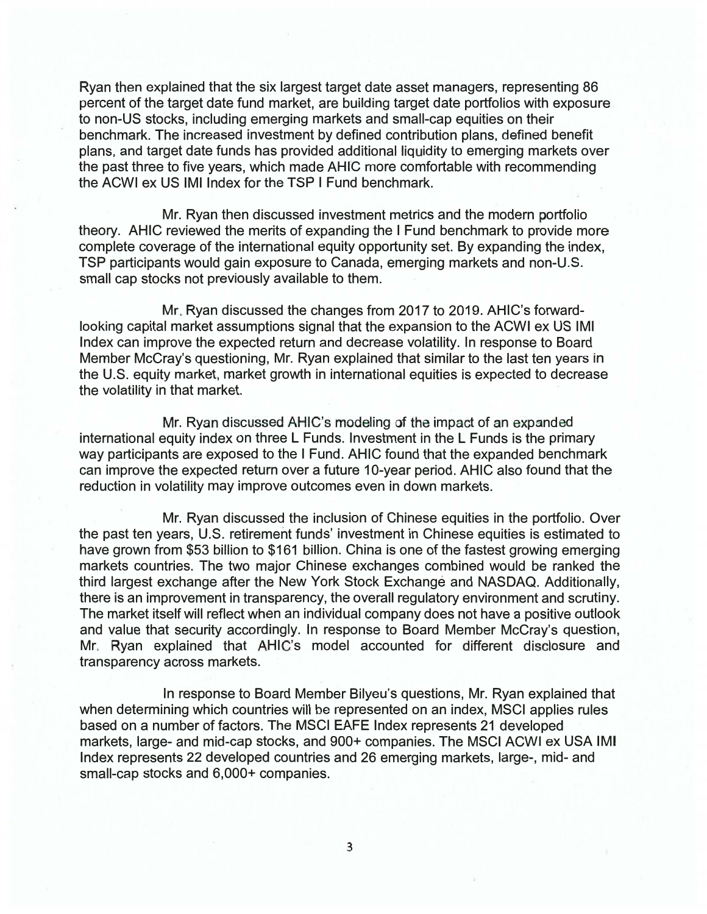Ryan then explained that the six largest target date asset managers, representing 86 percent of the target date fund market, are building target date portfolios with exposure to non-US stocks, including emerging markets and small-cap equities on their benchmark. The increased investment by defined contribution plans, defined benefit plans, and target date funds has provided additional liquidity to emerging markets over the past three to five years, which made AHIC more comfortable with recommending the ACWI ex US IMI Index for the TSP I Fund benchmark.

Mr. Ryan then discussed investment metrics and the modern portfolio theory. AHIC reviewed the merits of expanding the I Fund benchmark to provide more complete coverage of the international equity opportunity set. By expanding the index, TSP participants would gain exposure to Canada, emerging markets and non-U.S. small cap stocks not previously available to them.

Mr. Ryan discussed the changes from 2017 to 2019. AHIC's forward-looking capital market assumptions signal that the expansion to the ACWI ex US IMI Index can improve the expected return and decrease volatility. In response to Board Member McCray's questioning, Mr. Ryan explained that similar to the last ten years in the U.S. equity market, market growth in international equities is expected to decrease the volatility in that market.

Mr. Ryan discussed AHIC's modeling of the impact of an expanded international equity index on three L Funds. Investment in the L Funds is the primary way participants are exposed to the I Fund. AHIC found that the expanded benchmark can improve the expected return over a future 10-year period. AHIC also found that the reduction in volatility may improve outcomes even in down markets.

Mr. Ryan discussed the inclusion of Chinese equities in the portfolio. Over the past ten years, U.S. retirement funds' investment in Chinese equities is estimated to have grown from $53 billion to $161 billion. China is one of the fastest growing emerging markets countries. The two major Chinese exchanges combined would be ranked the third largest exchange after the New York Stock Exchange and NASDAQ. Additionally, there is an improvement in transparency, the overall regulatory environment and scrutiny. The market itself will reflect when an individual company does not have a positive outlook and value that security accordingly. In response to Board Member McCray's question, Mr. Ryan explained that AHIC's model accounted for different disclosure and transparency across markets.

In response to Board Member Bilyeu's questions, Mr. Ryan explained that when determining which countries will be represented on an index, MSCI applies rules based on a number of factors. The MSCI EAFE Index represents 21 developed markets, large- and mid-cap stocks, and 900+ companies. The MSCI ACWI ex USA IMI Index represents 22 developed countries and 26 emerging markets, large-, mid- and small-cap stocks and 6,000+ companies.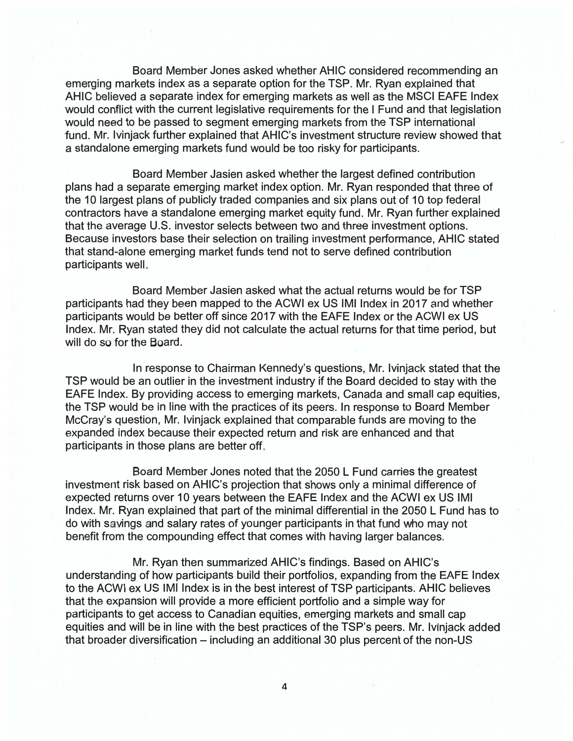Board Member Jones asked whether AHIC considered recommending an emerging markets index as a separate option for the TSP. Mr. Ryan explained that AHIC believed a separate index for emerging markets as well as the MSCI EAFE Index would conflict with the current legislative requirements for the I Fund and that legislation would need to be passed to segment emerging markets from the TSP international fund. Mr. Ivinjack further explained that AHIC's investment structure review showed that a standalone emerging markets fund would be too risky for participants.

Board Member Jasien asked whether the largest defined contribution plans had a separate emerging market index option. Mr. Ryan responded that three of the 10 largest plans of publicly traded companies and six plans out of 10 top federal contractors have a standalone emerging market equity fund. Mr. Ryan further explained that the average U.S. investor selects between two and three investment options. Because investors base their selection on trailing investment performance, AHIC stated that stand-alone emerging market funds tend not to serve defined contribution participants well.

Board Member Jasien asked what the actual returns would be for TSP participants had they been mapped to the ACWI ex US IMI Index in 2017 and whether participants would be better off since 2017 with the EAFE Index or the ACWI ex US Index. Mr. Ryan stated they did not calculate the actual returns for that time period, but will do so for the Board.

In response to Chairman Kennedy's questions, Mr. Ivinjack stated that the TSP would be an outlier in the investment industry if the Board decided to stay with the EAFE Index. By providing access to emerging markets, Canada and small cap equities, the TSP would be in line with the practices of its peers. In response to Board Member McCray's question, Mr. Ivinjack explained that comparable funds are moving to the expanded index because their expected return and risk are enhanced and that participants in those plans are better off.

Board Member Jones noted that the 2050 L Fund carries the greatest investment risk based on AHIC's projection that shows only a minimal difference of expected returns over 10 years between the EAFE Index and the ACWI ex US IMI Index. Mr. Ryan explained that part of the minimal differential in the 2050 L Fund has to do with savings and salary rates of younger participants in that fund who may not benefit from the compounding effect that comes with having larger balances.

Mr. Ryan then summarized AHIC's findings. Based on AHIC's understanding of how participants build their portfolios, expanding from the EAFE Index to the ACWI ex US IMI Index is in the best interest of TSP participants. AHIC believes that the expansion will provide a more efficient portfolio and a simple way for participants to get access to Canadian equities, emerging markets and small cap equities and will be in line with the best practices of the TSP's peers. Mr. Ivinjack added that broader diversification – including an additional 30 plus percent of the non-US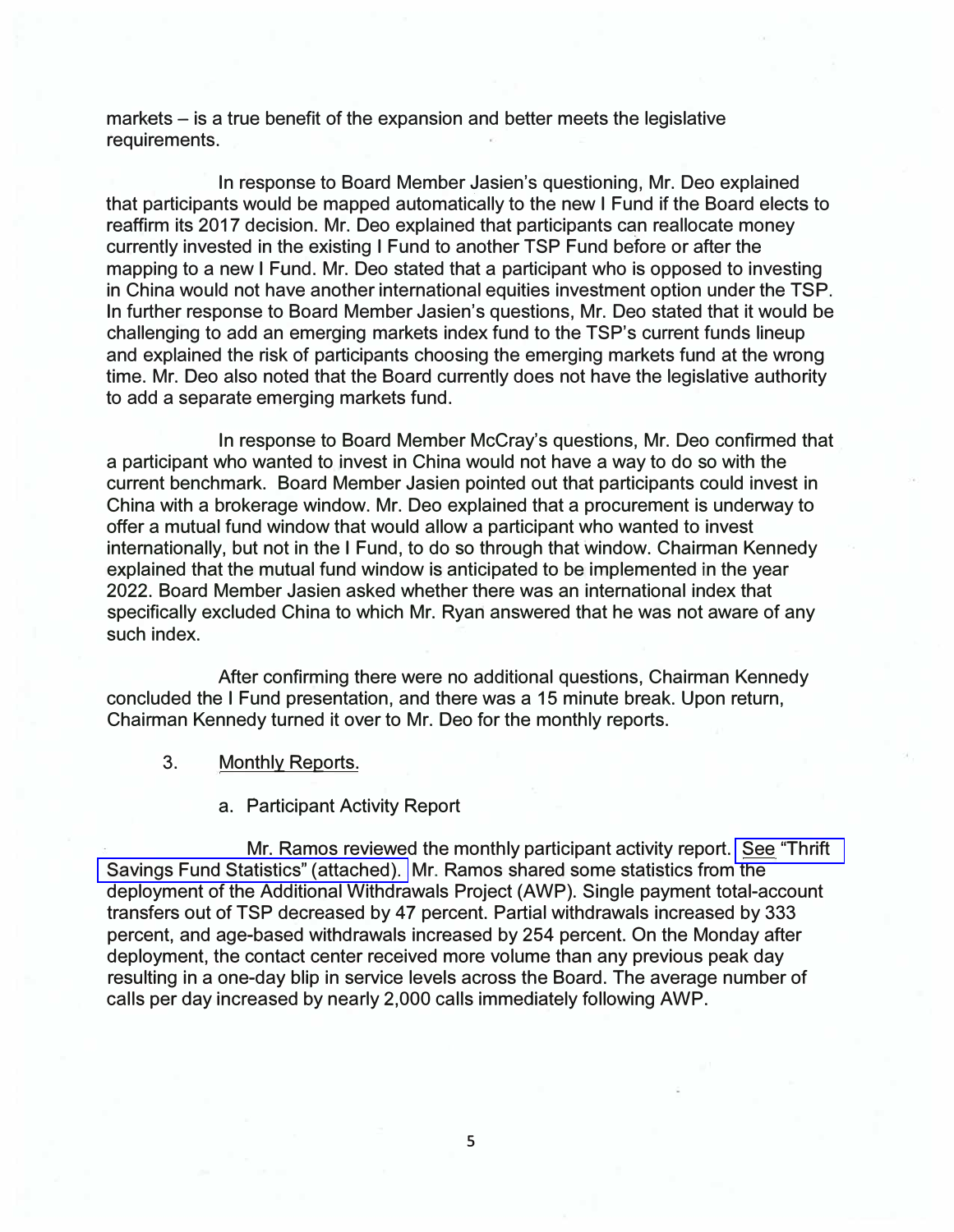markets – is a true benefit of the expansion and better meets the legislative requirements.

In response to Board Member Jasien's questioning, Mr. Deo explained that participants would be mapped automatically to the new I Fund if the Board elects to reaffirm its 2017 decision. Mr. Deo explained that participants can reallocate money currently invested in the existing I Fund to another TSP Fund before or after the mapping to a new I Fund. Mr. Deo stated that a participant who is opposed to investing in China would not have another international equities investment option under the TSP. In further response to Board Member Jasien's questions, Mr. Deo stated that it would be challenging to add an emerging markets index fund to the TSP's current funds lineup and explained the risk of participants choosing the emerging markets fund at the wrong time. Mr. Deo also noted that the Board currently does not have the legislative authority to add a separate emerging markets fund.

In response to Board Member McCray's questions, Mr. Deo confirmed that a participant who wanted to invest in China would not have a way to do so with the current benchmark. Board Member Jasien pointed out that participants could invest in China with a brokerage window. Mr. Deo explained that a procurement is underway to offer a mutual fund window that would allow a participant who wanted to invest internationally, but not in the I Fund, to do so through that window. Chairman Kennedy explained that the mutual fund window is anticipated to be implemented in the year 2022. Board Member Jasien asked whether there was an international index that specifically excluded China to which Mr. Ryan answered that he was not aware of any such index.

After confirming there were no additional questions, Chairman Kennedy concluded the I Fund presentation, and there was a 15 minute break. Upon return, Chairman Kennedy turned it over to Mr. Deo for the monthly reports.

3. Monthly Reports.

a. Participant Activity Report

Mr. Ramos reviewed the monthly participant activity report. See "Thrift Savings Fund Statistics" (attached). Mr. Ramos shared some statistics from the deployment of the Additional Withdrawals Project (AWP). Single payment total-account transfers out of TSP decreased by 47 percent. Partial withdrawals increased by 333 percent, and age-based withdrawals increased by 254 percent. On the Monday after deployment, the contact center received more volume than any previous peak day resulting in a one-day blip in service levels across the Board. The average number of calls per day increased by nearly 2,000 calls immediately following AWP.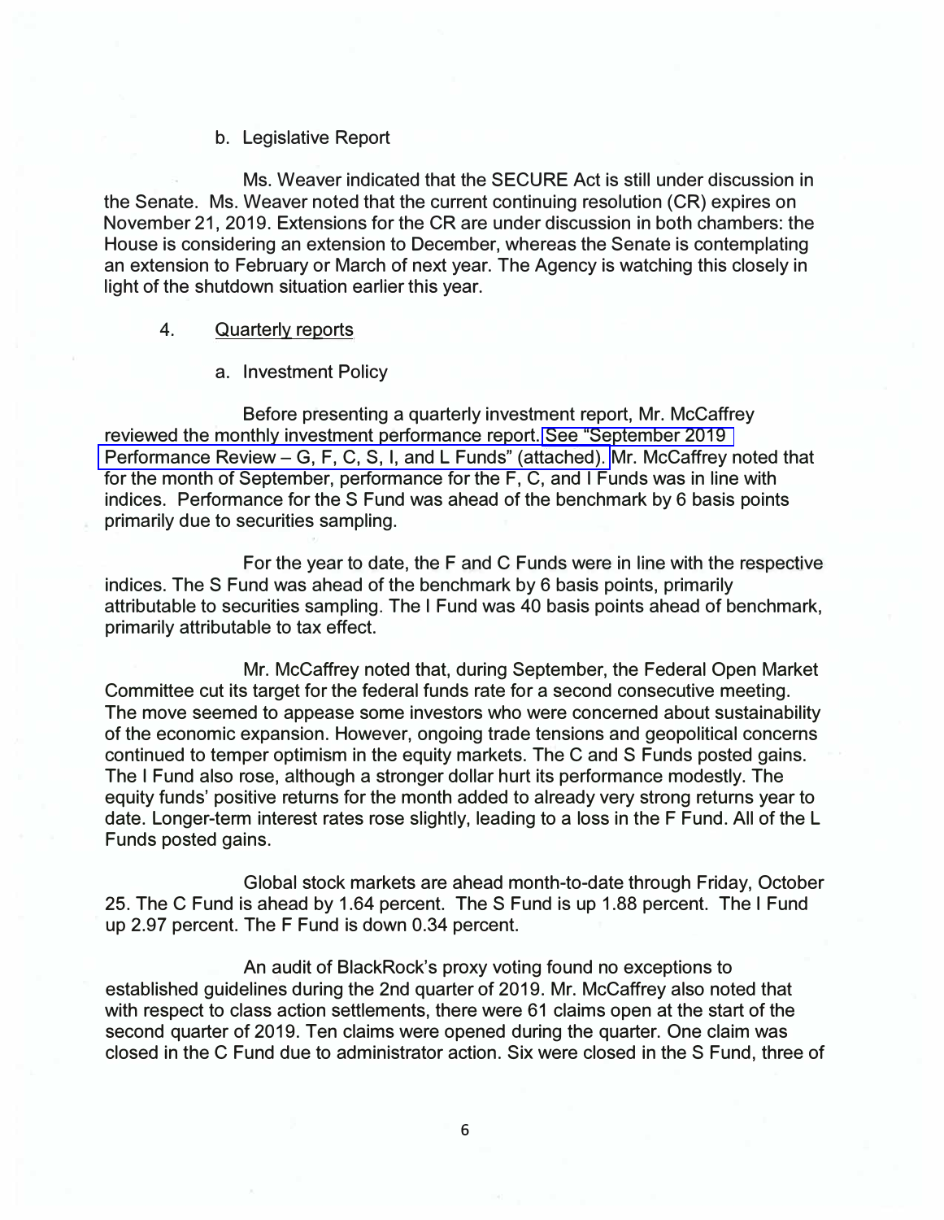b. Legislative Report

Ms. Weaver indicated that the SECURE Act is still under discussion in the Senate. Ms. Weaver noted that the current continuing resolution (CR) expires on November 21, 2019. Extensions for the CR are under discussion in both chambers: the House is considering an extension to December, whereas the Senate is contemplating an extension to February or March of next year. The Agency is watching this closely in light of the shutdown situation earlier this year.

4. Quarterly reports

a. Investment Policy

Before presenting a quarterly investment report, Mr. McCaffrey reviewed the monthly investment performance report. See "September 2019 Performance Review – G, F, C, S, I, and L Funds" (attached). Mr. McCaffrey noted that for the month of September, performance for the F, C, and I Funds was in line with indices. Performance for the S Fund was ahead of the benchmark by 6 basis points primarily due to securities sampling.

For the year to date, the F and C Funds were in line with the respective indices. The S Fund was ahead of the benchmark by 6 basis points, primarily attributable to securities sampling. The I Fund was 40 basis points ahead of benchmark, primarily attributable to tax effect.

Mr. McCaffrey noted that, during September, the Federal Open Market Committee cut its target for the federal funds rate for a second consecutive meeting. The move seemed to appease some investors who were concerned about sustainability of the economic expansion. However, ongoing trade tensions and geopolitical concerns continued to temper optimism in the equity markets. The C and S Funds posted gains. The I Fund also rose, although a stronger dollar hurt its performance modestly. The equity funds' positive returns for the month added to already very strong returns year to date. Longer-term interest rates rose slightly, leading to a loss in the F Fund. All of the L Funds posted gains.

Global stock markets are ahead month-to-date through Friday, October 25. The C Fund is ahead by 1.64 percent. The S Fund is up 1.88 percent. The I Fund up 2.97 percent. The F Fund is down 0.34 percent.

An audit of BlackRock's proxy voting found no exceptions to established guidelines during the 2nd quarter of 2019. Mr. McCaffrey also noted that with respect to class action settlements, there were 61 claims open at the start of the second quarter of 2019. Ten claims were opened during the quarter. One claim was closed in the C Fund due to administrator action. Six were closed in the S Fund, three of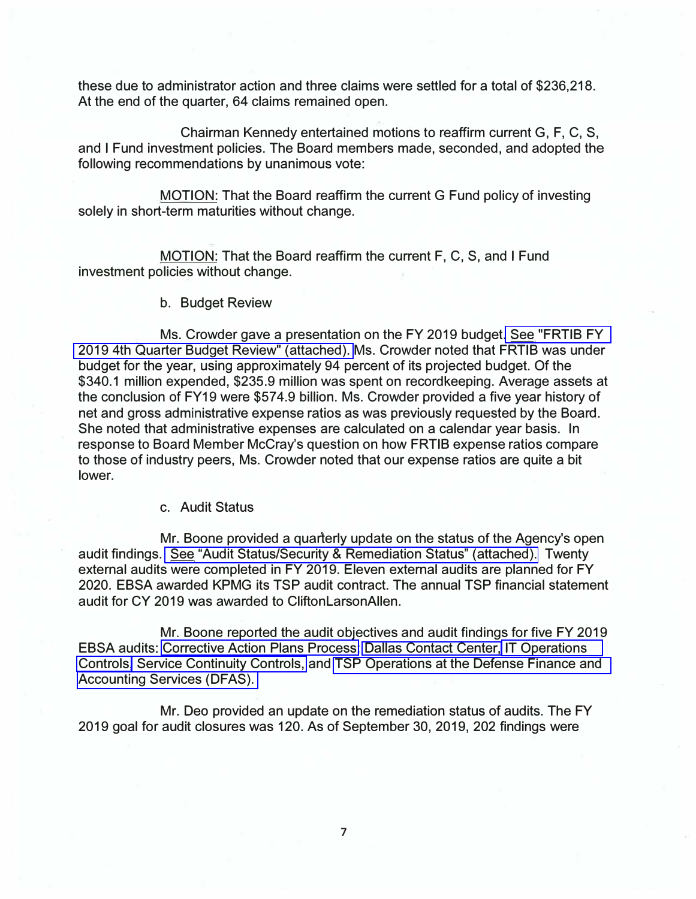these due to administrator action and three claims were settled for a total of $236,218. At the end of the quarter, 64 claims remained open.

Chairman Kennedy entertained motions to reaffirm current G, F, C, S, and I Fund investment policies. The Board members made, seconded, and adopted the following recommendations by unanimous vote:

MOTION: That the Board reaffirm the current G Fund policy of investing solely in short-term maturities without change.

MOTION: That the Board reaffirm the current F, C, S, and I Fund investment policies without change.

b. Budget Review

Ms. Crowder gave a presentation on the FY 2019 budget. See "FRTIB FY 2019 4th Quarter Budget Review" (attached). Ms. Crowder noted that FRTIB was under budget for the year, using approximately 94 percent of its projected budget. Of the $340.1 million expended, $235.9 million was spent on recordkeeping. Average assets at the conclusion of FY19 were $574.9 billion. Ms. Crowder provided a five year history of net and gross administrative expense ratios as was previously requested by the Board. She noted that administrative expenses are calculated on a calendar year basis. In response to Board Member McCray's question on how FRTIB expense ratios compare to those of industry peers, Ms. Crowder noted that our expense ratios are quite a bit lower.

c. Audit Status

Mr. Boone provided a quarterly update on the status of the Agency's open audit findings. See "Audit Status/Security & Remediation Status" (attached). Twenty external audits were completed in FY 2019. Eleven external audits are planned for FY 2020. EBSA awarded KPMG its TSP audit contract. The annual TSP financial statement audit for CY 2019 was awarded to CliftonLarsonAllen.

Mr. Boone reported the audit objectives and audit findings for five FY 2019 EBSA audits: Corrective Action Plans Process, Dallas Contact Center, IT Operations Controls, Service Continuity Controls, and TSP Operations at the Defense Finance and Accounting Services (DFAS).

Mr. Deo provided an update on the remediation status of audits. The FY 2019 goal for audit closures was 120. As of September 30, 2019, 202 findings were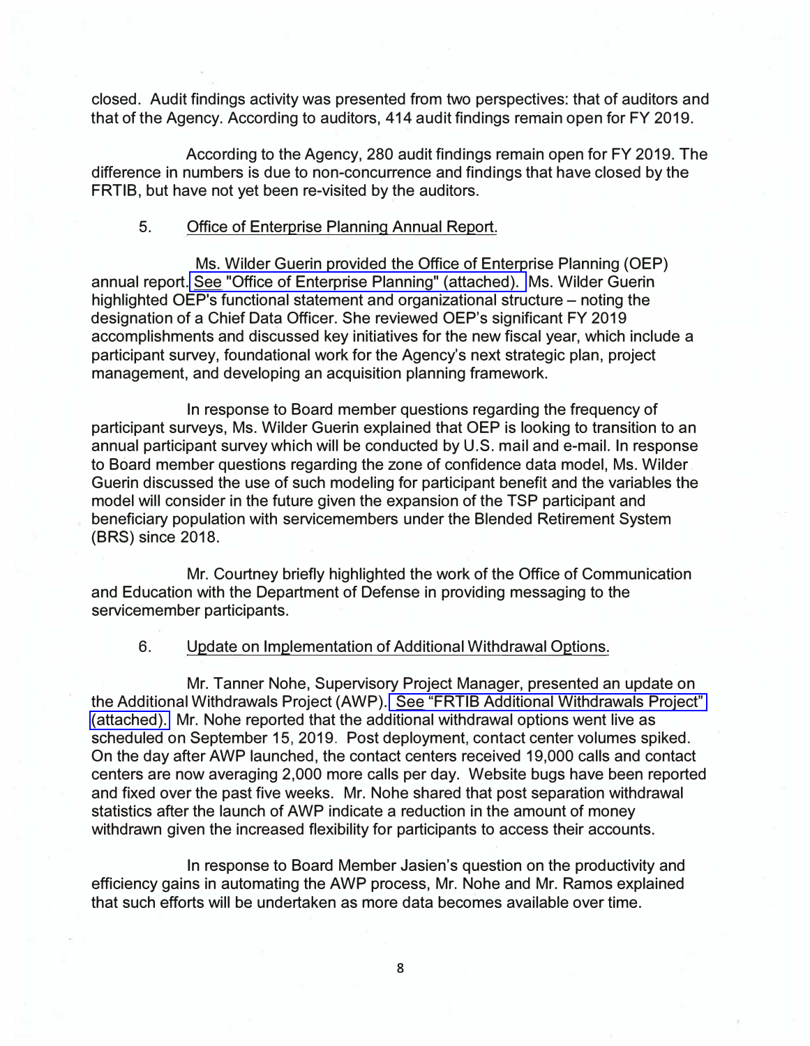closed. Audit findings activity was presented from two perspectives: that of auditors and that of the Agency. According to auditors, 414 audit findings remain open for FY 2019.

According to the Agency, 280 audit findings remain open for FY 2019. The difference in numbers is due to non-concurrence and findings that have closed by the FRTIB, but have not yet been re-visited by the auditors.

5. Office of Enterprise Planning Annual Report.

Ms. Wilder Guerin provided the Office of Enterprise Planning (OEP) annual report. See "Office of Enterprise Planning" (attached). Ms. Wilder Guerin highlighted OEP's functional statement and organizational structure – noting the designation of a Chief Data Officer. She reviewed OEP's significant FY 2019 accomplishments and discussed key initiatives for the new fiscal year, which include a participant survey, foundational work for the Agency's next strategic plan, project management, and developing an acquisition planning framework.

In response to Board member questions regarding the frequency of participant surveys, Ms. Wilder Guerin explained that OEP is looking to transition to an annual participant survey which will be conducted by U.S. mail and e-mail. In response to Board member questions regarding the zone of confidence data model, Ms. Wilder Guerin discussed the use of such modeling for participant benefit and the variables the model will consider in the future given the expansion of the TSP participant and beneficiary population with servicemembers under the Blended Retirement System (BRS) since 2018.

Mr. Courtney briefly highlighted the work of the Office of Communication and Education with the Department of Defense in providing messaging to the servicemember participants.

6. Update on Implementation of Additional Withdrawal Options.

Mr. Tanner Nohe, Supervisory Project Manager, presented an update on the Additional Withdrawals Project (AWP). See "FRTIB Additional Withdrawals Project" (attached). Mr. Nohe reported that the additional withdrawal options went live as scheduled on September 15, 2019. Post deployment, contact center volumes spiked. On the day after AWP launched, the contact centers received 19,000 calls and contact centers are now averaging 2,000 more calls per day. Website bugs have been reported and fixed over the past five weeks. Mr. Nohe shared that post separation withdrawal statistics after the launch of AWP indicate a reduction in the amount of money withdrawn given the increased flexibility for participants to access their accounts.

In response to Board Member Jasien's question on the productivity and efficiency gains in automating the AWP process, Mr. Nohe and Mr. Ramos explained that such efforts will be undertaken as more data becomes available over time.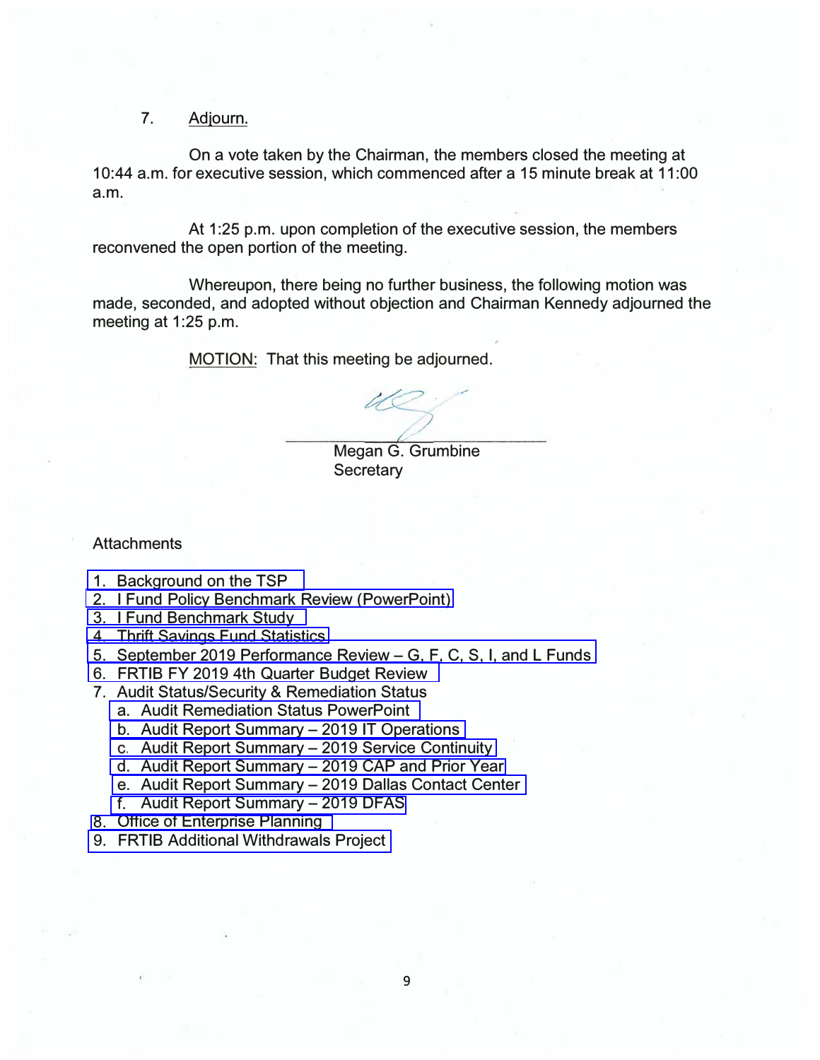7. Adjourn.

On a vote taken by the Chairman, the members closed the meeting at 10:44 a.m. for executive session, which commenced after a 15 minute break at 11:00 a.m.

At 1:25 p.m. upon completion of the executive session, the members reconvened the open portion of the meeting.

Whereupon, there being no further business, the following motion was made, seconded, and adopted without objection and Chairman Kennedy adjourned the meeting at 1:25 p.m.

MOTION: That this meeting be adjourned.

Megan G. Grumbine
Secretary

Attachments

1. Background on the TSP
2. I Fund Policy Benchmark Review (PowerPoint)
3. I Fund Benchmark Study
4. Thrift Savings Fund Statistics
5. September 2019 Performance Review – G, F, C, S, I, and L Funds
6. FRTIB FY 2019 4th Quarter Budget Review
7. Audit Status/Security & Remediation Status
   a. Audit Remediation Status PowerPoint
   b. Audit Report Summary – 2019 IT Operations
   c. Audit Report Summary – 2019 Service Continuity
   d. Audit Report Summary – 2019 CAP and Prior Year
   e. Audit Report Summary – 2019 Dallas Contact Center
   f. Audit Report Summary – 2019 DFAS
8. Office of Enterprise Planning
9. FRTIB Additional Withdrawals Project